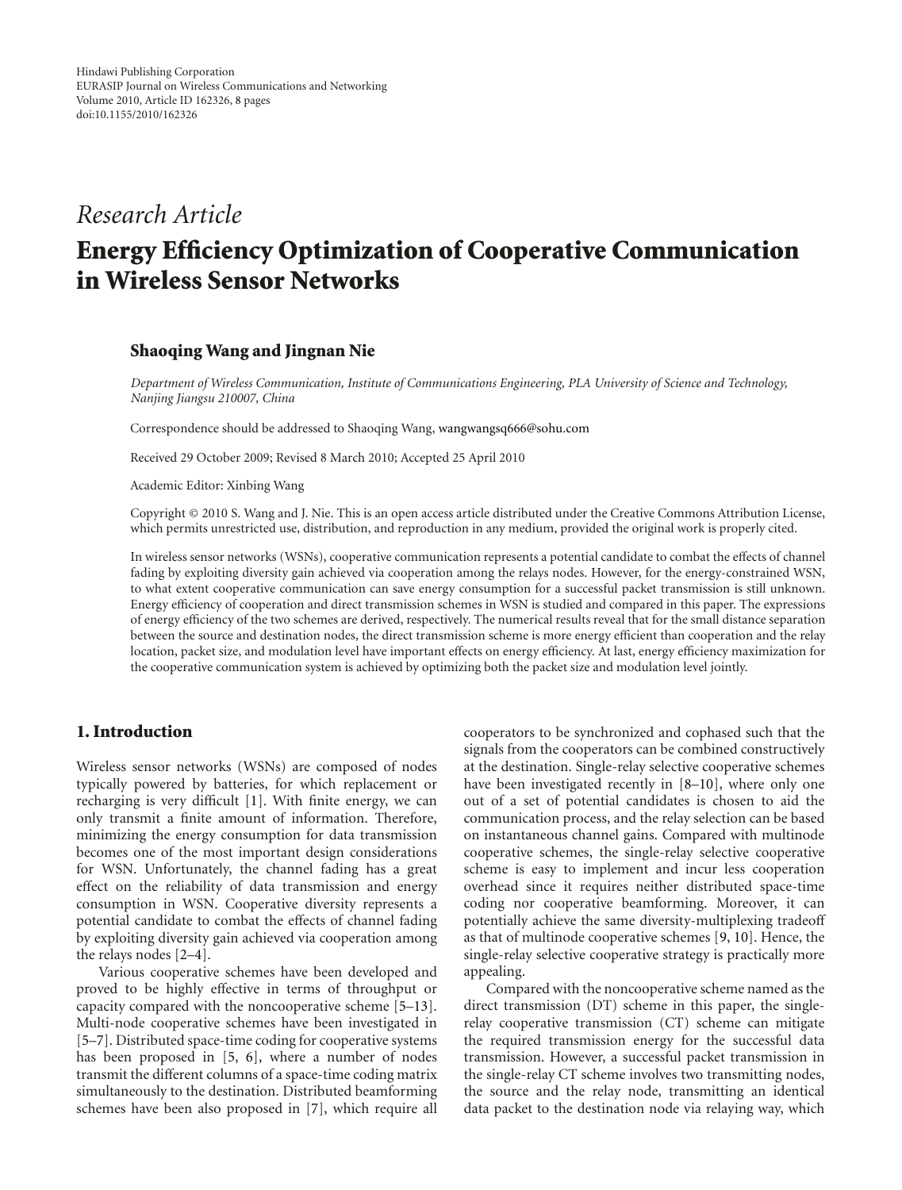Hindawi Publishing Corporation
EURASIP Journal on Wireless Communications and Networking
Volume 2010, Article ID 162326, 8 pages
doi:10.1155/2010/162326

*Research Article*

# Energy Efficiency Optimization of Cooperative Communication in Wireless Sensor Networks

**Shaoqing Wang and Jingnan Nie**

*Department of Wireless Communication, Institute of Communications Engineering, PLA University of Science and Technology, Nanjing Jiangsu 210007, China*

Correspondence should be addressed to Shaoqing Wang, wangwangsq666@sohu.com

Received 29 October 2009; Revised 8 March 2010; Accepted 25 April 2010

Academic Editor: Xinbing Wang

Copyright © 2010 S. Wang and J. Nie. This is an open access article distributed under the Creative Commons Attribution License, which permits unrestricted use, distribution, and reproduction in any medium, provided the original work is properly cited.

In wireless sensor networks (WSNs), cooperative communication represents a potential candidate to combat the effects of channel fading by exploiting diversity gain achieved via cooperation among the relays nodes. However, for the energy-constrained WSN, to what extent cooperative communication can save energy consumption for a successful packet transmission is still unknown. Energy efficiency of cooperation and direct transmission schemes in WSN is studied and compared in this paper. The expressions of energy efficiency of the two schemes are derived, respectively. The numerical results reveal that for the small distance separation between the source and destination nodes, the direct transmission scheme is more energy efficient than cooperation and the relay location, packet size, and modulation level have important effects on energy efficiency. At last, energy efficiency maximization for the cooperative communication system is achieved by optimizing both the packet size and modulation level jointly.

## 1. Introduction

Wireless sensor networks (WSNs) are composed of nodes typically powered by batteries, for which replacement or recharging is very difficult [1]. With finite energy, we can only transmit a finite amount of information. Therefore, minimizing the energy consumption for data transmission becomes one of the most important design considerations for WSN. Unfortunately, the channel fading has a great effect on the reliability of data transmission and energy consumption in WSN. Cooperative diversity represents a potential candidate to combat the effects of channel fading by exploiting diversity gain achieved via cooperation among the relays nodes [2–4].

Various cooperative schemes have been developed and proved to be highly effective in terms of throughput or capacity compared with the noncooperative scheme [5–13]. Multi-node cooperative schemes have been investigated in [5–7]. Distributed space-time coding for cooperative systems has been proposed in [5, 6], where a number of nodes transmit the different columns of a space-time coding matrix simultaneously to the destination. Distributed beamforming schemes have been also proposed in [7], which require all cooperators to be synchronized and cophased such that the signals from the cooperators can be combined constructively at the destination. Single-relay selective cooperative schemes have been investigated recently in [8–10], where only one out of a set of potential candidates is chosen to aid the communication process, and the relay selection can be based on instantaneous channel gains. Compared with multinode cooperative schemes, the single-relay selective cooperative scheme is easy to implement and incur less cooperation overhead since it requires neither distributed space-time coding nor cooperative beamforming. Moreover, it can potentially achieve the same diversity-multiplexing tradeoff as that of multinode cooperative schemes [9, 10]. Hence, the single-relay selective cooperative strategy is practically more appealing.

Compared with the noncooperative scheme named as the direct transmission (DT) scheme in this paper, the single-relay cooperative transmission (CT) scheme can mitigate the required transmission energy for the successful data transmission. However, a successful packet transmission in the single-relay CT scheme involves two transmitting nodes, the source and the relay node, transmitting an identical data packet to the destination node via relaying way, which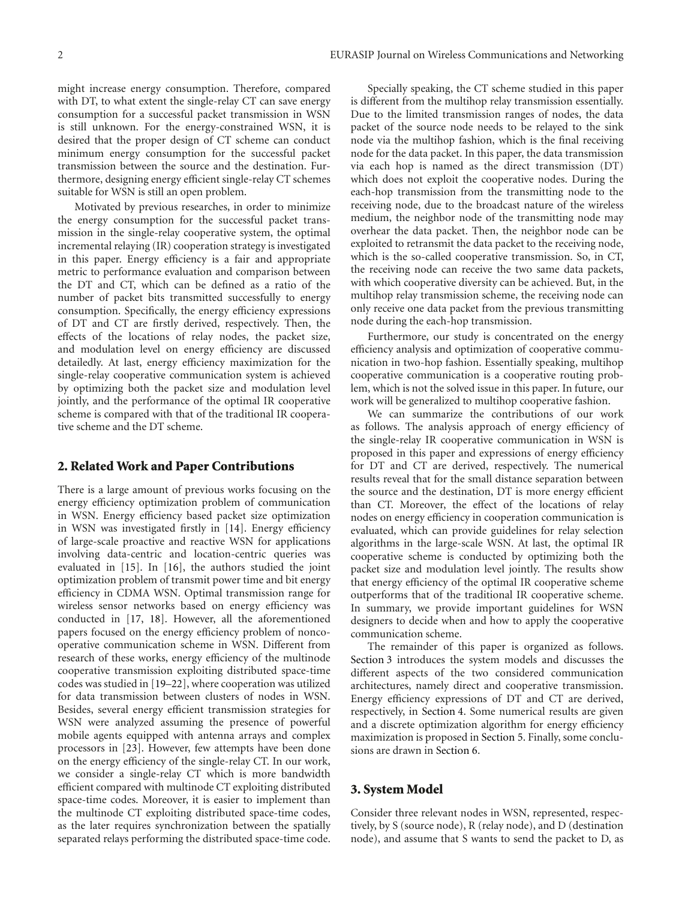might increase energy consumption. Therefore, compared with DT, to what extent the single-relay CT can save energy consumption for a successful packet transmission in WSN is still unknown. For the energy-constrained WSN, it is desired that the proper design of CT scheme can conduct minimum energy consumption for the successful packet transmission between the source and the destination. Furthermore, designing energy efficient single-relay CT schemes suitable for WSN is still an open problem.

Motivated by previous researches, in order to minimize the energy consumption for the successful packet transmission in the single-relay cooperative system, the optimal incremental relaying (IR) cooperation strategy is investigated in this paper. Energy efficiency is a fair and appropriate metric to performance evaluation and comparison between the DT and CT, which can be defined as a ratio of the number of packet bits transmitted successfully to energy consumption. Specifically, the energy efficiency expressions of DT and CT are firstly derived, respectively. Then, the effects of the locations of relay nodes, the packet size, and modulation level on energy efficiency are discussed detailedly. At last, energy efficiency maximization for the single-relay cooperative communication system is achieved by optimizing both the packet size and modulation level jointly, and the performance of the optimal IR cooperative scheme is compared with that of the traditional IR cooperative scheme and the DT scheme.

## 2. Related Work and Paper Contributions

There is a large amount of previous works focusing on the energy efficiency optimization problem of communication in WSN. Energy efficiency based packet size optimization in WSN was investigated firstly in [14]. Energy efficiency of large-scale proactive and reactive WSN for applications involving data-centric and location-centric queries was evaluated in [15]. In [16], the authors studied the joint optimization problem of transmit power time and bit energy efficiency in CDMA WSN. Optimal transmission range for wireless sensor networks based on energy efficiency was conducted in [17, 18]. However, all the aforementioned papers focused on the energy efficiency problem of noncooperative communication scheme in WSN. Different from research of these works, energy efficiency of the multinode cooperative transmission exploiting distributed space-time codes was studied in [19–22], where cooperation was utilized for data transmission between clusters of nodes in WSN. Besides, several energy efficient transmission strategies for WSN were analyzed assuming the presence of powerful mobile agents equipped with antenna arrays and complex processors in [23]. However, few attempts have been done on the energy efficiency of the single-relay CT. In our work, we consider a single-relay CT which is more bandwidth efficient compared with multinode CT exploiting distributed space-time codes. Moreover, it is easier to implement than the multinode CT exploiting distributed space-time codes, as the later requires synchronization between the spatially separated relays performing the distributed space-time code.

Specially speaking, the CT scheme studied in this paper is different from the multihop relay transmission essentially. Due to the limited transmission ranges of nodes, the data packet of the source node needs to be relayed to the sink node via the multihop fashion, which is the final receiving node for the data packet. In this paper, the data transmission via each hop is named as the direct transmission (DT) which does not exploit the cooperative nodes. During the each-hop transmission from the transmitting node to the receiving node, due to the broadcast nature of the wireless medium, the neighbor node of the transmitting node may overhear the data packet. Then, the neighbor node can be exploited to retransmit the data packet to the receiving node, which is the so-called cooperative transmission. So, in CT, the receiving node can receive the two same data packets, with which cooperative diversity can be achieved. But, in the multihop relay transmission scheme, the receiving node can only receive one data packet from the previous transmitting node during the each-hop transmission.

Furthermore, our study is concentrated on the energy efficiency analysis and optimization of cooperative communication in two-hop fashion. Essentially speaking, multihop cooperative communication is a cooperative routing problem, which is not the solved issue in this paper. In future, our work will be generalized to multihop cooperative fashion.

We can summarize the contributions of our work as follows. The analysis approach of energy efficiency of the single-relay IR cooperative communication in WSN is proposed in this paper and expressions of energy efficiency for DT and CT are derived, respectively. The numerical results reveal that for the small distance separation between the source and the destination, DT is more energy efficient than CT. Moreover, the effect of the locations of relay nodes on energy efficiency in cooperation communication is evaluated, which can provide guidelines for relay selection algorithms in the large-scale WSN. At last, the optimal IR cooperative scheme is conducted by optimizing both the packet size and modulation level jointly. The results show that energy efficiency of the optimal IR cooperative scheme outperforms that of the traditional IR cooperative scheme. In summary, we provide important guidelines for WSN designers to decide when and how to apply the cooperative communication scheme.

The remainder of this paper is organized as follows. Section 3 introduces the system models and discusses the different aspects of the two considered communication architectures, namely direct and cooperative transmission. Energy efficiency expressions of DT and CT are derived, respectively, in Section 4. Some numerical results are given and a discrete optimization algorithm for energy efficiency maximization is proposed in Section 5. Finally, some conclusions are drawn in Section 6.

## 3. System Model

Consider three relevant nodes in WSN, represented, respectively, by S (source node), R (relay node), and D (destination node), and assume that S wants to send the packet to D, as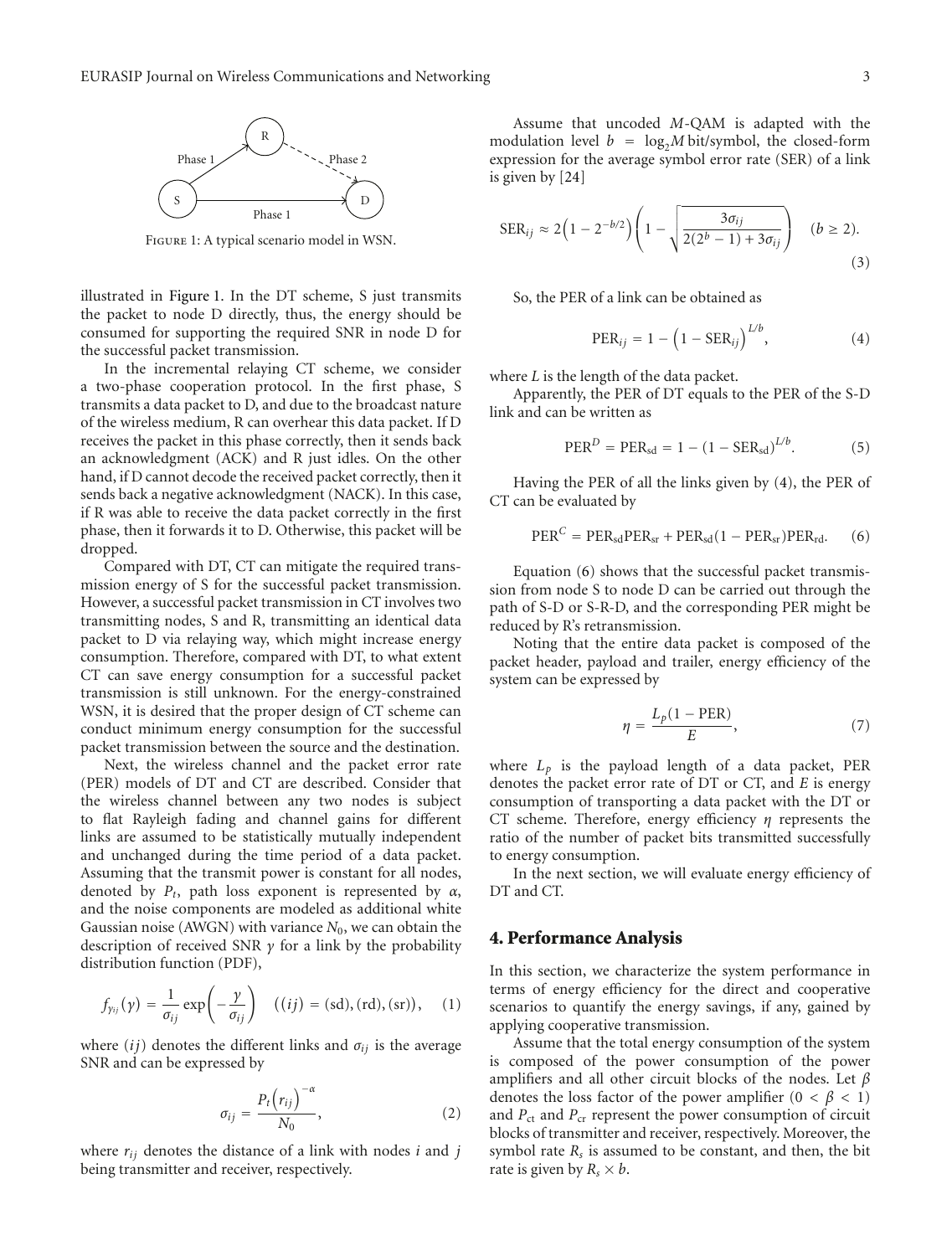Figure 1: A typical scenario model in WSN.

illustrated in Figure 1. In the DT scheme, S just transmits the packet to node D directly, thus, the energy should be consumed for supporting the required SNR in node D for the successful packet transmission.

In the incremental relaying CT scheme, we consider a two-phase cooperation protocol. In the first phase, S transmits a data packet to D, and due to the broadcast nature of the wireless medium, R can overhear this data packet. If D receives the packet in this phase correctly, then it sends back an acknowledgment (ACK) and R just idles. On the other hand, if D cannot decode the received packet correctly, then it sends back a negative acknowledgment (NACK). In this case, if R was able to receive the data packet correctly in the first phase, then it forwards it to D. Otherwise, this packet will be dropped.

Compared with DT, CT can mitigate the required transmission energy of S for the successful packet transmission. However, a successful packet transmission in CT involves two transmitting nodes, S and R, transmitting an identical data packet to D via relaying way, which might increase energy consumption. Therefore, compared with DT, to what extent CT can save energy consumption for a successful packet transmission is still unknown. For the energy-constrained WSN, it is desired that the proper design of CT scheme can conduct minimum energy consumption for the successful packet transmission between the source and the destination.

Next, the wireless channel and the packet error rate (PER) models of DT and CT are described. Consider that the wireless channel between any two nodes is subject to flat Rayleigh fading and channel gains for different links are assumed to be statistically mutually independent and unchanged during the time period of a data packet. Assuming that the transmit power is constant for all nodes, denoted by $P_t$, path loss exponent is represented by $\alpha$, and the noise components are modeled as additional white Gaussian noise (AWGN) with variance $N_0$, we can obtain the description of received SNR $\gamma$ for a link by the probability distribution function (PDF),

$$f_{\gamma_{ij}}(\gamma) = \frac{1}{\sigma_{ij}} \exp\left(-\frac{\gamma}{\sigma_{ij}}\right) \quad ((ij) = (\text{sd}), (\text{rd}), (\text{sr})), \tag{1}$$

where $(ij)$ denotes the different links and $\sigma_{ij}$ is the average SNR and can be expressed by

$$\sigma_{ij} = \frac{P_t \left(r_{ij}\right)^{-\alpha}}{N_0}, \tag{2}$$

where $r_{ij}$ denotes the distance of a link with nodes $i$ and $j$ being transmitter and receiver, respectively.

Assume that uncoded $M$-QAM is adapted with the modulation level $b = \log_2 M$ bit/symbol, the closed-form expression for the average symbol error rate (SER) of a link is given by [24]

$$\text{SER}_{ij} \approx 2\left(1 - 2^{-b/2}\right)\left(1 - \sqrt{\frac{3\sigma_{ij}}{2(2^b - 1) + 3\sigma_{ij}}}\right) \quad (b \geq 2). \tag{3}$$

So, the PER of a link can be obtained as

$$\text{PER}_{ij} = 1 - \left(1 - \text{SER}_{ij}\right)^{L/b}, \tag{4}$$

where $L$ is the length of the data packet.

Apparently, the PER of DT equals to the PER of the S-D link and can be written as

$$\text{PER}^{D} = \text{PER}_{\text{sd}} = 1 - \left(1 - \text{SER}_{\text{sd}}\right)^{L/b}. \tag{5}$$

Having the PER of all the links given by (4), the PER of CT can be evaluated by

$$\text{PER}^{C} = \text{PER}_{\text{sd}}\text{PER}_{\text{sr}} + \text{PER}_{\text{sd}}(1 - \text{PER}_{\text{sr}})\text{PER}_{\text{rd}}. \tag{6}$$

Equation (6) shows that the successful packet transmission from node S to node D can be carried out through the path of S-D or S-R-D, and the corresponding PER might be reduced by R's retransmission.

Noting that the entire data packet is composed of the packet header, payload and trailer, energy efficiency of the system can be expressed by

$$\eta = \frac{L_p(1 - \text{PER})}{E}, \tag{7}$$

where $L_p$ is the payload length of a data packet, PER denotes the packet error rate of DT or CT, and $E$ is energy consumption of transporting a data packet with the DT or CT scheme. Therefore, energy efficiency $\eta$ represents the ratio of the number of packet bits transmitted successfully to energy consumption.

In the next section, we will evaluate energy efficiency of DT and CT.

## 4. Performance Analysis

In this section, we characterize the system performance in terms of energy efficiency for the direct and cooperative scenarios to quantify the energy savings, if any, gained by applying cooperative transmission.

Assume that the total energy consumption of the system is composed of the power consumption of the power amplifiers and all other circuit blocks of the nodes. Let $\beta$ denotes the loss factor of the power amplifier $(0 < \beta < 1)$ and $P_{\text{ct}}$ and $P_{\text{cr}}$ represent the power consumption of circuit blocks of transmitter and receiver, respectively. Moreover, the symbol rate $R_s$ is assumed to be constant, and then, the bit rate is given by $R_s \times b$.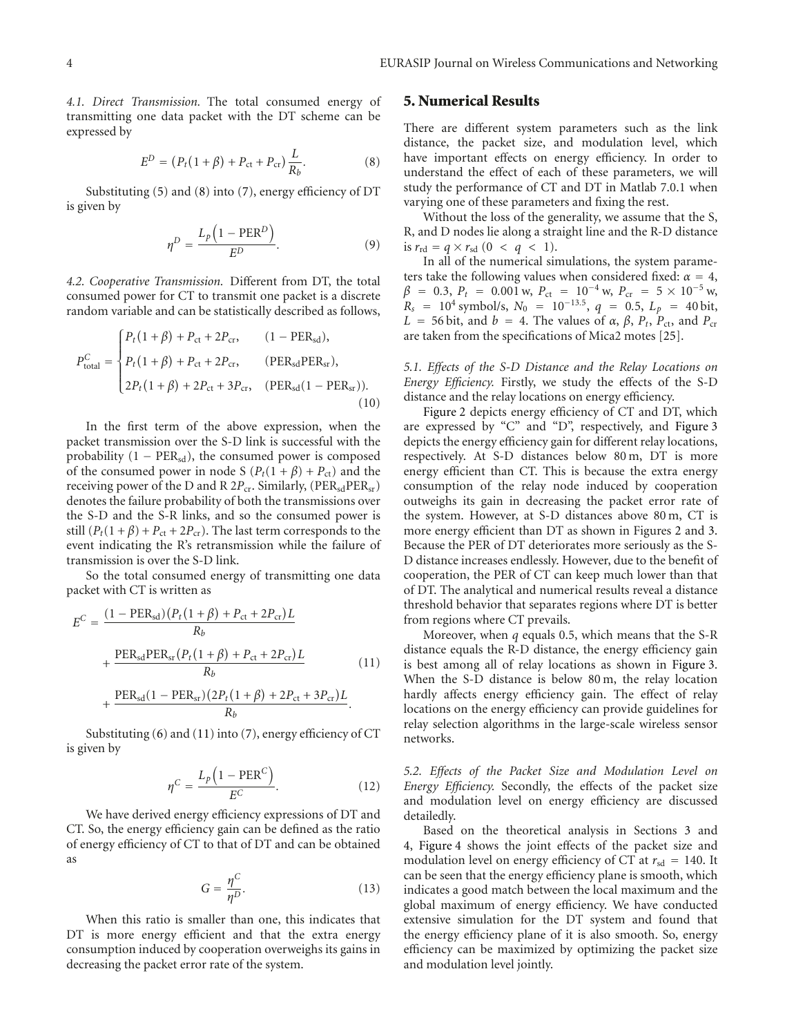*4.1. Direct Transmission.* The total consumed energy of transmitting one data packet with the DT scheme can be expressed by

$$E^D = (P_t(1+\beta) + P_{\text{ct}} + P_{\text{cr}})\frac{L}{R_b}. \quad (8)$$

Substituting (5) and (8) into (7), energy efficiency of DT is given by

$$\eta^D = \frac{L_p\left(1 - \text{PER}^D\right)}{E^D}. \quad (9)$$

*4.2. Cooperative Transmission.* Different from DT, the total consumed power for CT to transmit one packet is a discrete random variable and can be statistically described as follows,

$$P_{\text{total}}^C = \begin{cases} P_t(1+\beta) + P_{\text{ct}} + 2P_{\text{cr}}, & (1 - \text{PER}_{\text{sd}}), \\ P_t(1+\beta) + P_{\text{ct}} + 2P_{\text{cr}}, & (\text{PER}_{\text{sd}}\text{PER}_{\text{sr}}), \\ 2P_t(1+\beta) + 2P_{\text{ct}} + 3P_{\text{cr}}, & (\text{PER}_{\text{sd}}(1 - \text{PER}_{\text{sr}})). \end{cases} \quad (10)$$

In the first term of the above expression, when the packet transmission over the S-D link is successful with the probability $(1 - \text{PER}_{\text{sd}})$, the consumed power is composed of the consumed power in node S $(P_t(1+\beta) + P_{\text{ct}})$ and the receiving power of the D and R $2P_{\text{cr}}$. Similarly, $(\text{PER}_{\text{sd}}\text{PER}_{\text{sr}})$ denotes the failure probability of both the transmissions over the S-D and the S-R links, and so the consumed power is still $(P_t(1+\beta) + P_{\text{ct}} + 2P_{\text{cr}})$. The last term corresponds to the event indicating the R's retransmission while the failure of transmission is over the S-D link.

So the total consumed energy of transmitting one data packet with CT is written as

$$\begin{aligned} E^C = & \frac{(1 - \text{PER}_{\text{sd}})(P_t(1+\beta) + P_{\text{ct}} + 2P_{\text{cr}})L}{R_b} \\ & + \frac{\text{PER}_{\text{sd}}\text{PER}_{\text{sr}}(P_t(1+\beta) + P_{\text{ct}} + 2P_{\text{cr}})L}{R_b} \\ & + \frac{\text{PER}_{\text{sd}}(1 - \text{PER}_{\text{sr}})(2P_t(1+\beta) + 2P_{\text{ct}} + 3P_{\text{cr}})L}{R_b}. \end{aligned} \quad (11)$$

Substituting (6) and (11) into (7), energy efficiency of CT is given by

$$\eta^C = \frac{L_p\left(1 - \text{PER}^C\right)}{E^C}. \quad (12)$$

We have derived energy efficiency expressions of DT and CT. So, the energy efficiency gain can be defined as the ratio of energy efficiency of CT to that of DT and can be obtained as

$$G = \frac{\eta^C}{\eta^D}. \quad (13)$$

When this ratio is smaller than one, this indicates that DT is more energy efficient and that the extra energy consumption induced by cooperation overweighs its gains in decreasing the packet error rate of the system.

## 5. Numerical Results

There are different system parameters such as the link distance, the packet size, and modulation level, which have important effects on energy efficiency. In order to understand the effect of each of these parameters, we will study the performance of CT and DT in Matlab 7.0.1 when varying one of these parameters and fixing the rest.

Without the loss of the generality, we assume that the S, R, and D nodes lie along a straight line and the R-D distance is $r_{\text{rd}} = q \times r_{\text{sd}}$ $(0 < q < 1)$.

In all of the numerical simulations, the system parameters take the following values when considered fixed: $\alpha = 4$, $\beta = 0.3$, $P_t = 0.001$ w, $P_{\text{ct}} = 10^{-4}$ w, $P_{\text{cr}} = 5 \times 10^{-5}$ w, $R_s = 10^4$ symbol/s, $N_0 = 10^{-13.5}$, $q = 0.5$, $L_p = 40$ bit, $L = 56$ bit, and $b = 4$. The values of $\alpha$, $\beta$, $P_t$, $P_{\text{ct}}$, and $P_{\text{cr}}$ are taken from the specifications of Mica2 motes [25].

*5.1. Effects of the S-D Distance and the Relay Locations on Energy Efficiency.* Firstly, we study the effects of the S-D distance and the relay locations on energy efficiency.

Figure 2 depicts energy efficiency of CT and DT, which are expressed by "C" and "D", respectively, and Figure 3 depicts the energy efficiency gain for different relay locations, respectively. At S-D distances below 80 m, DT is more energy efficient than CT. This is because the extra energy consumption of the relay node induced by cooperation outweighs its gain in decreasing the packet error rate of the system. However, at S-D distances above 80 m, CT is more energy efficient than DT as shown in Figures 2 and 3. Because the PER of DT deteriorates more seriously as the S-D distance increases endlessly. However, due to the benefit of cooperation, the PER of CT can keep much lower than that of DT. The analytical and numerical results reveal a distance threshold behavior that separates regions where DT is better from regions where CT prevails.

Moreover, when $q$ equals 0.5, which means that the S-R distance equals the R-D distance, the energy efficiency gain is best among all of relay locations as shown in Figure 3. When the S-D distance is below 80 m, the relay location hardly affects energy efficiency gain. The effect of relay locations on the energy efficiency can provide guidelines for relay selection algorithms in the large-scale wireless sensor networks.

*5.2. Effects of the Packet Size and Modulation Level on Energy Efficiency.* Secondly, the effects of the packet size and modulation level on energy efficiency are discussed detailedly.

Based on the theoretical analysis in Sections 3 and 4, Figure 4 shows the joint effects of the packet size and modulation level on energy efficiency of CT at $r_{\text{sd}} = 140$. It can be seen that the energy efficiency plane is smooth, which indicates a good match between the local maximum and the global maximum of energy efficiency. We have conducted extensive simulation for the DT system and found that the energy efficiency plane of it is also smooth. So, energy efficiency can be maximized by optimizing the packet size and modulation level jointly.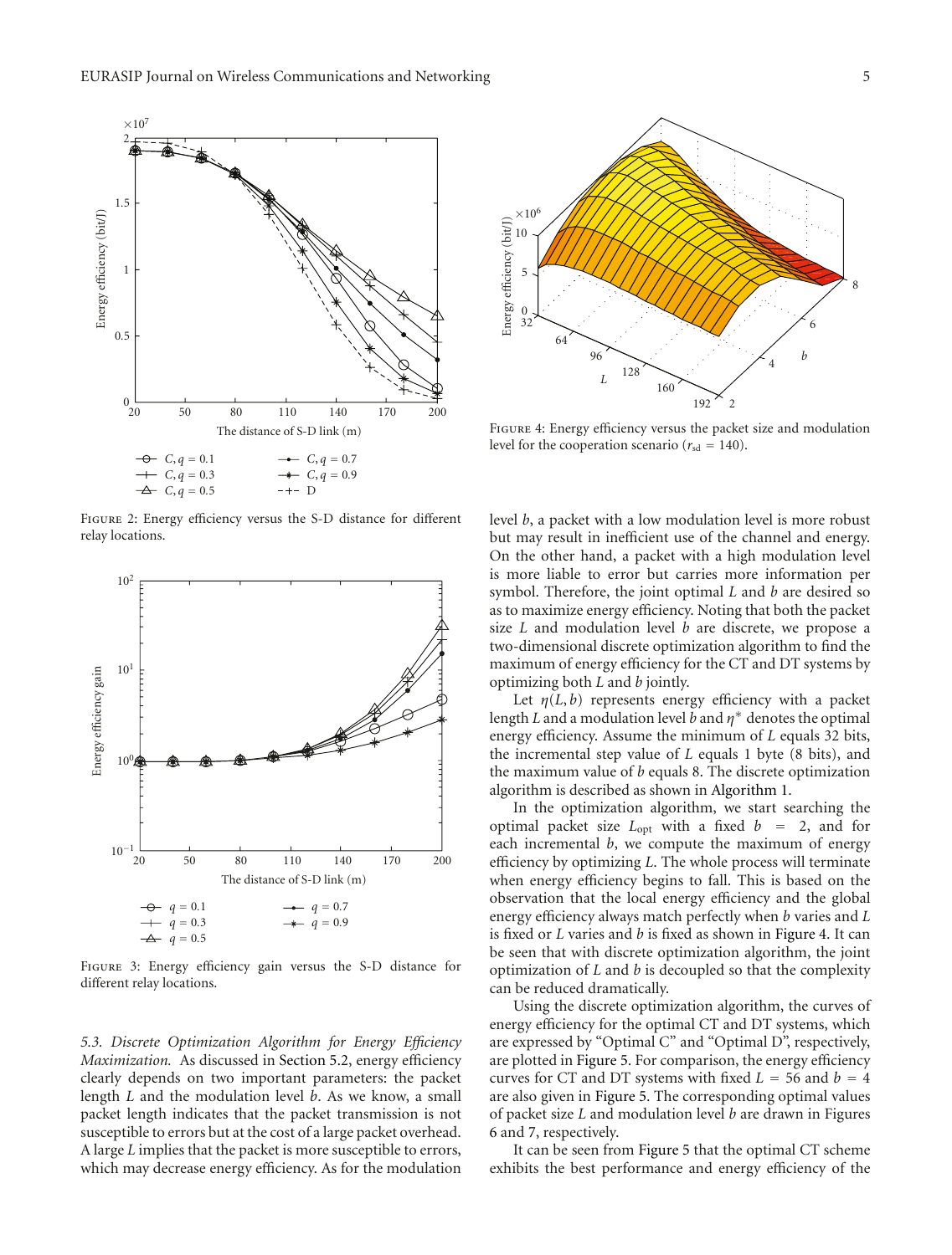Figure 2: Energy efficiency versus the S-D distance for different relay locations.

Figure 3: Energy efficiency gain versus the S-D distance for different relay locations.

*5.3. Discrete Optimization Algorithm for Energy Efficiency Maximization.* As discussed in Section 5.2, energy efficiency clearly depends on two important parameters: the packet length $L$ and the modulation level $b$. As we know, a small packet length indicates that the packet transmission is not susceptible to errors but at the cost of a large packet overhead. A large $L$ implies that the packet is more susceptible to errors, which may decrease energy efficiency. As for the modulation level $b$, a packet with a low modulation level is more robust but may result in inefficient use of the channel and energy. On the other hand, a packet with a high modulation level is more liable to error but carries more information per symbol. Therefore, the joint optimal $L$ and $b$ are desired so as to maximize energy efficiency. Noting that both the packet size $L$ and modulation level $b$ are discrete, we propose a two-dimensional discrete optimization algorithm to find the maximum of energy efficiency for the CT and DT systems by optimizing both $L$ and $b$ jointly.

Let $\eta(L, b)$ represents energy efficiency with a packet length $L$ and a modulation level $b$ and $\eta^*$ denotes the optimal energy efficiency. Assume the minimum of $L$ equals 32 bits, the incremental step value of $L$ equals 1 byte (8 bits), and the maximum value of $b$ equals 8. The discrete optimization algorithm is described as shown in Algorithm 1.

In the optimization algorithm, we start searching the optimal packet size $L_{\text{opt}}$ with a fixed $b = 2$, and for each incremental $b$, we compute the maximum of energy efficiency by optimizing $L$. The whole process will terminate when energy efficiency begins to fall. This is based on the observation that the local energy efficiency and the global energy efficiency always match perfectly when $b$ varies and $L$ is fixed or $L$ varies and $b$ is fixed as shown in Figure 4. It can be seen that with discrete optimization algorithm, the joint optimization of $L$ and $b$ is decoupled so that the complexity can be reduced dramatically.

Using the discrete optimization algorithm, the curves of energy efficiency for the optimal CT and DT systems, which are expressed by "Optimal C" and "Optimal D", respectively, are plotted in Figure 5. For comparison, the energy efficiency curves for CT and DT systems with fixed $L = 56$ and $b = 4$ are also given in Figure 5. The corresponding optimal values of packet size $L$ and modulation level $b$ are drawn in Figures 6 and 7, respectively.

It can be seen from Figure 5 that the optimal CT scheme exhibits the best performance and energy efficiency of the

Figure 4: Energy efficiency versus the packet size and modulation level for the cooperation scenario ($r_{\text{sd}} = 140$).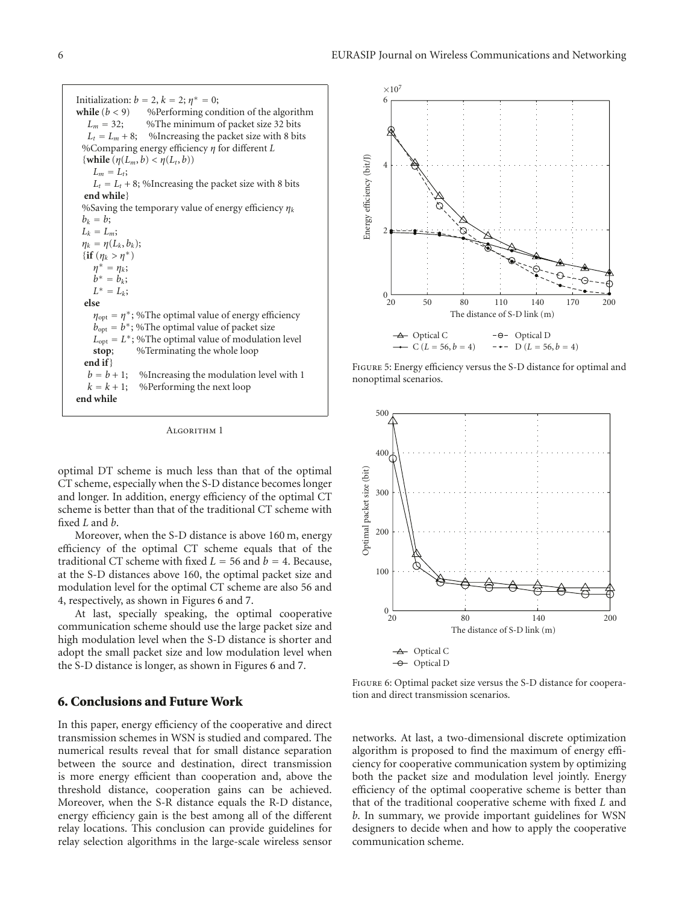```
Initialization: b = 2, k = 2; η* = 0;
while (b < 9)      %Performing condition of the algorithm
  L_m = 32;        %The minimum of packet size 32 bits
  L_t = L_m + 8;   %Increasing the packet size with 8 bits
  %Comparing energy efficiency η for different L
  {while (η(L_m, b) < η(L_t, b))
     L_m = L_t;
     L_t = L_t + 8; %Increasing the packet size with 8 bits
  end while}
  %Saving the temporary value of energy efficiency η_k
  b_k = b;
  L_k = L_m;
  η_k = η(L_k, b_k);
  {if (η_k > η*)
     η* = η_k;
     b* = b_k;
     L* = L_k;
  else
     η_opt = η*; %The optimal value of energy efficiency
     b_opt = b*; %The optimal value of packet size
     L_opt = L*; %The optimal value of modulation level
     stop;       %Terminating the whole loop
  end if}
  b = b + 1;     %Increasing the modulation level with 1
  k = k + 1;     %Performing the next loop
end while
```

Algorithm 1

optimal DT scheme is much less than that of the optimal CT scheme, especially when the S-D distance becomes longer and longer. In addition, energy efficiency of the optimal CT scheme is better than that of the traditional CT scheme with fixed $L$ and $b$.

Moreover, when the S-D distance is above 160 m, energy efficiency of the optimal CT scheme equals that of the traditional CT scheme with fixed $L = 56$ and $b = 4$. Because, at the S-D distances above 160, the optimal packet size and modulation level for the optimal CT scheme are also 56 and 4, respectively, as shown in Figures 6 and 7.

At last, specially speaking, the optimal cooperative communication scheme should use the large packet size and high modulation level when the S-D distance is shorter and adopt the small packet size and low modulation level when the S-D distance is longer, as shown in Figures 6 and 7.

Figure 5: Energy efficiency versus the S-D distance for optimal and nonoptimal scenarios.

Figure 6: Optimal packet size versus the S-D distance for cooperation and direct transmission scenarios.

## 6. Conclusions and Future Work

In this paper, energy efficiency of the cooperative and direct transmission schemes in WSN is studied and compared. The numerical results reveal that for small distance separation between the source and destination, direct transmission is more energy efficient than cooperation and, above the threshold distance, cooperation gains can be achieved. Moreover, when the S-R distance equals the R-D distance, energy efficiency gain is the best among all of the different relay locations. This conclusion can provide guidelines for relay selection algorithms in the large-scale wireless sensor networks. At last, a two-dimensional discrete optimization algorithm is proposed to find the maximum of energy efficiency for cooperative communication system by optimizing both the packet size and modulation level jointly. Energy efficiency of the optimal cooperative scheme is better than that of the traditional cooperative scheme with fixed $L$ and $b$. In summary, we provide important guidelines for WSN designers to decide when and how to apply the cooperative communication scheme.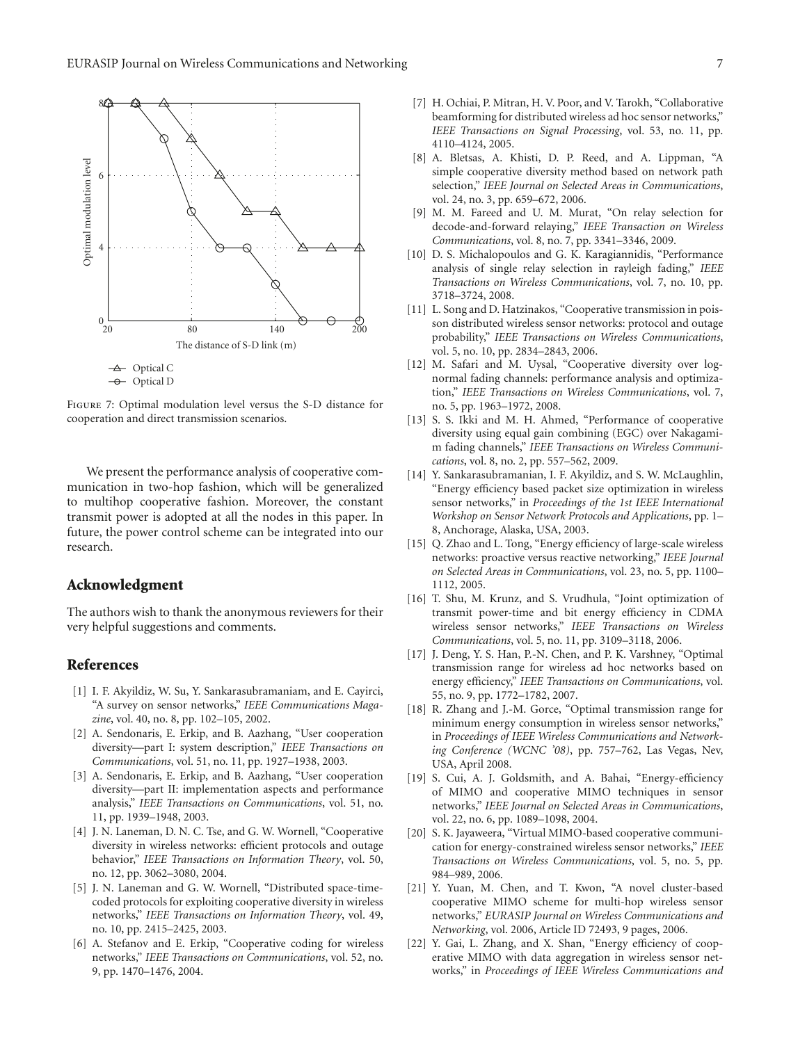Figure 7: Optimal modulation level versus the S-D distance for cooperation and direct transmission scenarios.

We present the performance analysis of cooperative communication in two-hop fashion, which will be generalized to multihop cooperative fashion. Moreover, the constant transmit power is adopted at all the nodes in this paper. In future, the power control scheme can be integrated into our research.

## Acknowledgment

The authors wish to thank the anonymous reviewers for their very helpful suggestions and comments.

## References

[1] I. F. Akyildiz, W. Su, Y. Sankarasubramaniam, and E. Cayirci, "A survey on sensor networks," *IEEE Communications Magazine*, vol. 40, no. 8, pp. 102–105, 2002.

[2] A. Sendonaris, E. Erkip, and B. Aazhang, "User cooperation diversity—part I: system description," *IEEE Transactions on Communications*, vol. 51, no. 11, pp. 1927–1938, 2003.

[3] A. Sendonaris, E. Erkip, and B. Aazhang, "User cooperation diversity—part II: implementation aspects and performance analysis," *IEEE Transactions on Communications*, vol. 51, no. 11, pp. 1939–1948, 2003.

[4] J. N. Laneman, D. N. C. Tse, and G. W. Wornell, "Cooperative diversity in wireless networks: efficient protocols and outage behavior," *IEEE Transactions on Information Theory*, vol. 50, no. 12, pp. 3062–3080, 2004.

[5] J. N. Laneman and G. W. Wornell, "Distributed space-time-coded protocols for exploiting cooperative diversity in wireless networks," *IEEE Transactions on Information Theory*, vol. 49, no. 10, pp. 2415–2425, 2003.

[6] A. Stefanov and E. Erkip, "Cooperative coding for wireless networks," *IEEE Transactions on Communications*, vol. 52, no. 9, pp. 1470–1476, 2004.

[7] H. Ochiai, P. Mitran, H. V. Poor, and V. Tarokh, "Collaborative beamforming for distributed wireless ad hoc sensor networks," *IEEE Transactions on Signal Processing*, vol. 53, no. 11, pp. 4110–4124, 2005.

[8] A. Bletsas, A. Khisti, D. P. Reed, and A. Lippman, "A simple cooperative diversity method based on network path selection," *IEEE Journal on Selected Areas in Communications*, vol. 24, no. 3, pp. 659–672, 2006.

[9] M. M. Fareed and U. M. Murat, "On relay selection for decode-and-forward relaying," *IEEE Transaction on Wireless Communications*, vol. 8, no. 7, pp. 3341–3346, 2009.

[10] D. S. Michalopoulos and G. K. Karagiannidis, "Performance analysis of single relay selection in rayleigh fading," *IEEE Transactions on Wireless Communications*, vol. 7, no. 10, pp. 3718–3724, 2008.

[11] L. Song and D. Hatzinakos, "Cooperative transmission in poisson distributed wireless sensor networks: protocol and outage probability," *IEEE Transactions on Wireless Communications*, vol. 5, no. 10, pp. 2834–2843, 2006.

[12] M. Safari and M. Uysal, "Cooperative diversity over lognormal fading channels: performance analysis and optimization," *IEEE Transactions on Wireless Communications*, vol. 7, no. 5, pp. 1963–1972, 2008.

[13] S. S. Ikki and M. H. Ahmed, "Performance of cooperative diversity using equal gain combining (EGC) over Nakagami-m fading channels," *IEEE Transactions on Wireless Communications*, vol. 8, no. 2, pp. 557–562, 2009.

[14] Y. Sankarasubramanian, I. F. Akyildiz, and S. W. McLaughlin, "Energy efficiency based packet size optimization in wireless sensor networks," in *Proceedings of the 1st IEEE International Workshop on Sensor Network Protocols and Applications*, pp. 1–8, Anchorage, Alaska, USA, 2003.

[15] Q. Zhao and L. Tong, "Energy efficiency of large-scale wireless networks: proactive versus reactive networking," *IEEE Journal on Selected Areas in Communications*, vol. 23, no. 5, pp. 1100–1112, 2005.

[16] T. Shu, M. Krunz, and S. Vrudhula, "Joint optimization of transmit power-time and bit energy efficiency in CDMA wireless sensor networks," *IEEE Transactions on Wireless Communications*, vol. 5, no. 11, pp. 3109–3118, 2006.

[17] J. Deng, Y. S. Han, P.-N. Chen, and P. K. Varshney, "Optimal transmission range for wireless ad hoc networks based on energy efficiency," *IEEE Transactions on Communications*, vol. 55, no. 9, pp. 1772–1782, 2007.

[18] R. Zhang and J.-M. Gorce, "Optimal transmission range for minimum energy consumption in wireless sensor networks," in *Proceedings of IEEE Wireless Communications and Networking Conference (WCNC '08)*, pp. 757–762, Las Vegas, Nev, USA, April 2008.

[19] S. Cui, A. J. Goldsmith, and A. Bahai, "Energy-efficiency of MIMO and cooperative MIMO techniques in sensor networks," *IEEE Journal on Selected Areas in Communications*, vol. 22, no. 6, pp. 1089–1098, 2004.

[20] S. K. Jayaweera, "Virtual MIMO-based cooperative communication for energy-constrained wireless sensor networks," *IEEE Transactions on Wireless Communications*, vol. 5, no. 5, pp. 984–989, 2006.

[21] Y. Yuan, M. Chen, and T. Kwon, "A novel cluster-based cooperative MIMO scheme for multi-hop wireless sensor networks," *EURASIP Journal on Wireless Communications and Networking*, vol. 2006, Article ID 72493, 9 pages, 2006.

[22] Y. Gai, L. Zhang, and X. Shan, "Energy efficiency of cooperative MIMO with data aggregation in wireless sensor networks," in *Proceedings of IEEE Wireless Communications and*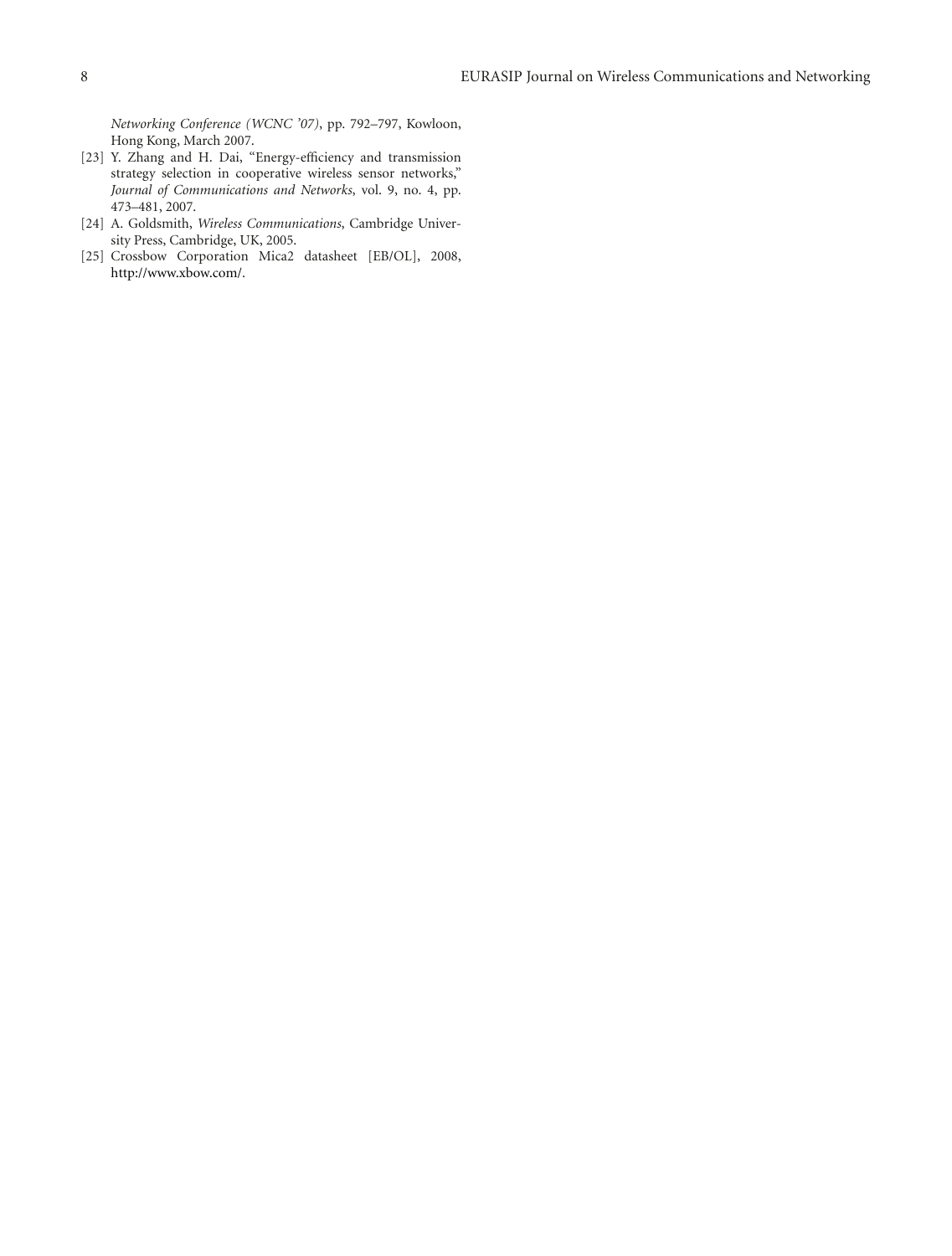*Networking Conference (WCNC '07)*, pp. 792–797, Kowloon, Hong Kong, March 2007.

[23] Y. Zhang and H. Dai, "Energy-efficiency and transmission strategy selection in cooperative wireless sensor networks," *Journal of Communications and Networks*, vol. 9, no. 4, pp. 473–481, 2007.

[24] A. Goldsmith, *Wireless Communications*, Cambridge University Press, Cambridge, UK, 2005.

[25] Crossbow Corporation Mica2 datasheet [EB/OL], 2008, http://www.xbow.com/.